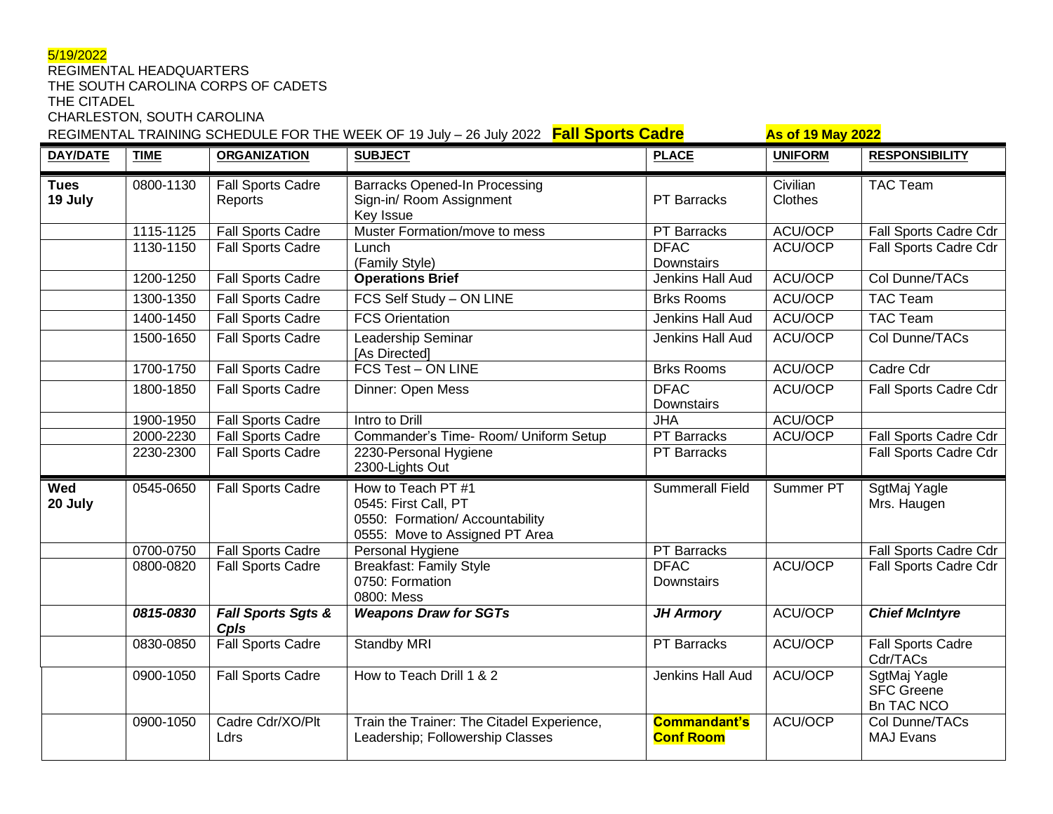5/19/2022

REGIMENTAL HEADQUARTERS
THE SOUTH CAROLINA CORPS OF CADETS
THE CITADEL
CHARLESTON, SOUTH CAROLINA

REGIMENTAL TRAINING SCHEDULE FOR THE WEEK OF 19 July – 26 July 2022 **Fall Sports Cadre** **As of 19 May 2022**

| DAY/DATE | TIME | ORGANIZATION | SUBJECT | PLACE | UNIFORM | RESPONSIBILITY |
|---|---|---|---|---|---|---|
| **Tues 19 July** | 0800-1130 | Fall Sports Cadre Reports | Barracks Opened-In Processing<br>Sign-in/ Room Assignment<br>Key Issue | PT Barracks | Civilian Clothes | TAC Team |
| | 1115-1125 | Fall Sports Cadre | Muster Formation/move to mess | PT Barracks | ACU/OCP | Fall Sports Cadre Cdr |
| | 1130-1150 | Fall Sports Cadre | Lunch<br>(Family Style) | DFAC Downstairs | ACU/OCP | Fall Sports Cadre Cdr |
| | 1200-1250 | Fall Sports Cadre | **Operations Brief** | Jenkins Hall Aud | ACU/OCP | Col Dunne/TACs |
| | 1300-1350 | Fall Sports Cadre | FCS Self Study – ON LINE | Brks Rooms | ACU/OCP | TAC Team |
| | 1400-1450 | Fall Sports Cadre | FCS Orientation | Jenkins Hall Aud | ACU/OCP | TAC Team |
| | 1500-1650 | Fall Sports Cadre | Leadership Seminar<br>[As Directed] | Jenkins Hall Aud | ACU/OCP | Col Dunne/TACs |
| | 1700-1750 | Fall Sports Cadre | FCS Test – ON LINE | Brks Rooms | ACU/OCP | Cadre Cdr |
| | 1800-1850 | Fall Sports Cadre | Dinner: Open Mess | DFAC Downstairs | ACU/OCP | Fall Sports Cadre Cdr |
| | 1900-1950 | Fall Sports Cadre | Intro to Drill | JHA | ACU/OCP | |
| | 2000-2230 | Fall Sports Cadre | Commander's Time- Room/ Uniform Setup | PT Barracks | ACU/OCP | Fall Sports Cadre Cdr |
| | 2230-2300 | Fall Sports Cadre | 2230-Personal Hygiene<br>2300-Lights Out | PT Barracks | | Fall Sports Cadre Cdr |
| **Wed 20 July** | 0545-0650 | Fall Sports Cadre | How to Teach PT #1<br>0545: First Call, PT<br>0550: Formation/ Accountability<br>0555: Move to Assigned PT Area | Summerall Field | Summer PT | SgtMaj Yagle<br>Mrs. Haugen |
| | 0700-0750 | Fall Sports Cadre | Personal Hygiene | PT Barracks | | Fall Sports Cadre Cdr |
| | 0800-0820 | Fall Sports Cadre | Breakfast: Family Style<br>0750: Formation<br>0800: Mess | DFAC Downstairs | ACU/OCP | Fall Sports Cadre Cdr |
| | ***0815-0830*** | ***Fall Sports Sgts & Cpls*** | ***Weapons Draw for SGTs*** | ***JH Armory*** | ACU/OCP | ***Chief McIntyre*** |
| | 0830-0850 | Fall Sports Cadre | Standby MRI | PT Barracks | ACU/OCP | Fall Sports Cadre Cdr/TACs |
| | 0900-1050 | Fall Sports Cadre | How to Teach Drill 1 & 2 | Jenkins Hall Aud | ACU/OCP | SgtMaj Yagle<br>SFC Greene<br>Bn TAC NCO |
| | 0900-1050 | Cadre Cdr/XO/Plt Ldrs | Train the Trainer: The Citadel Experience, Leadership; Followership Classes | **Commandant's Conf Room** | ACU/OCP | Col Dunne/TACs<br>MAJ Evans |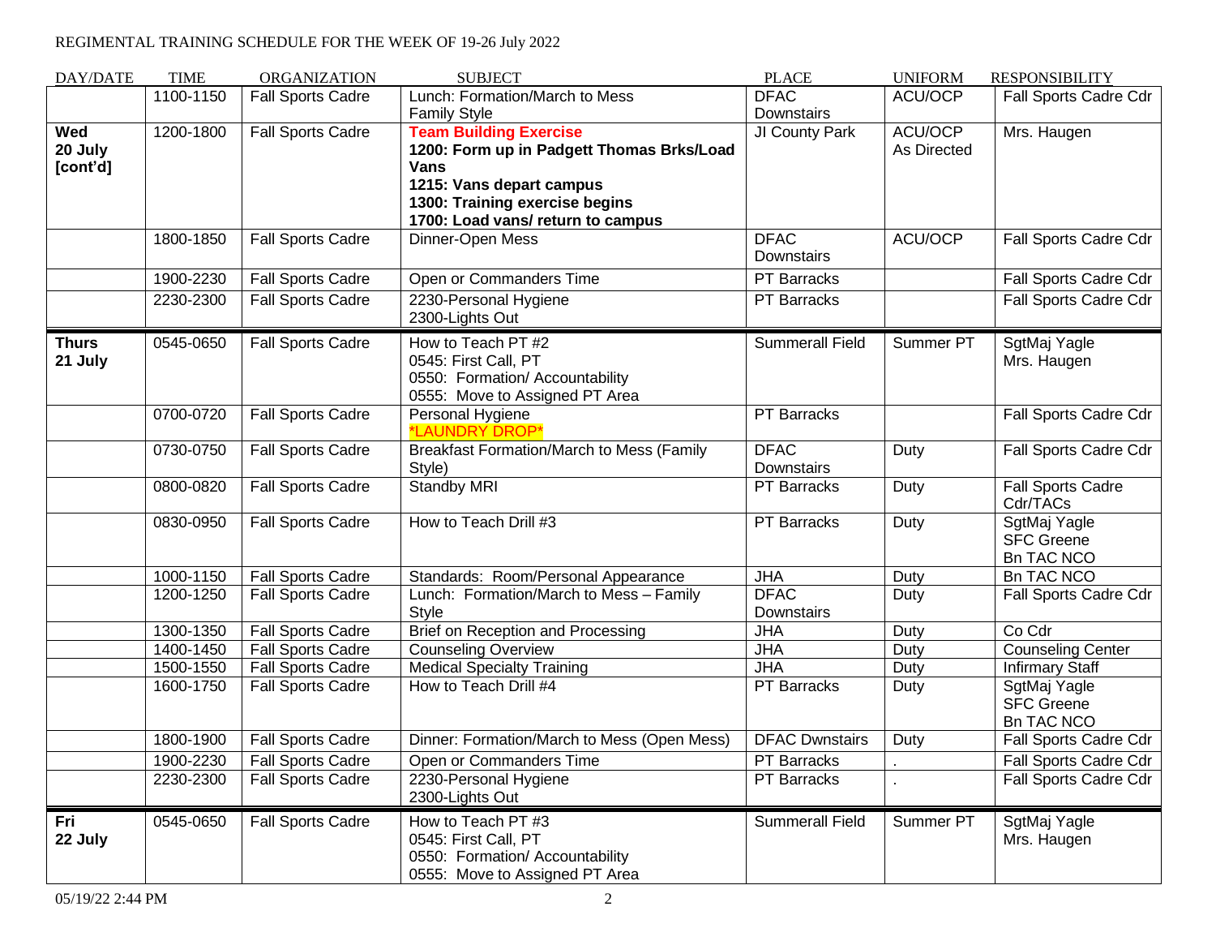REGIMENTAL TRAINING SCHEDULE FOR THE WEEK OF 19-26 July 2022

| DAY/DATE | TIME | ORGANIZATION | SUBJECT | PLACE | UNIFORM | RESPONSIBILITY |
|---|---|---|---|---|---|---|
| | 1100-1150 | Fall Sports Cadre | Lunch: Formation/March to Mess Family Style | DFAC Downstairs | ACU/OCP | Fall Sports Cadre Cdr |
| **Wed 20 July [cont'd]** | 1200-1800 | Fall Sports Cadre | **Team Building Exercise** **1200: Form up in Padgett Thomas Brks/Load Vans** **1215: Vans depart campus** **1300: Training exercise begins** **1700: Load vans/ return to campus** | JI County Park | ACU/OCP As Directed | Mrs. Haugen |
| | 1800-1850 | Fall Sports Cadre | Dinner-Open Mess | DFAC Downstairs | ACU/OCP | Fall Sports Cadre Cdr |
| | 1900-2230 | Fall Sports Cadre | Open or Commanders Time | PT Barracks | | Fall Sports Cadre Cdr |
| | 2230-2300 | Fall Sports Cadre | 2230-Personal Hygiene 2300-Lights Out | PT Barracks | | Fall Sports Cadre Cdr |
| **Thurs 21 July** | 0545-0650 | Fall Sports Cadre | How to Teach PT #2 0545: First Call, PT 0550: Formation/ Accountability 0555: Move to Assigned PT Area | Summerall Field | Summer PT | SgtMaj Yagle Mrs. Haugen |
| | 0700-0720 | Fall Sports Cadre | Personal Hygiene *LAUNDRY DROP* | PT Barracks | | Fall Sports Cadre Cdr |
| | 0730-0750 | Fall Sports Cadre | Breakfast Formation/March to Mess (Family Style) | DFAC Downstairs | Duty | Fall Sports Cadre Cdr |
| | 0800-0820 | Fall Sports Cadre | Standby MRI | PT Barracks | Duty | Fall Sports Cadre Cdr/TACs |
| | 0830-0950 | Fall Sports Cadre | How to Teach Drill #3 | PT Barracks | Duty | SgtMaj Yagle SFC Greene Bn TAC NCO |
| | 1000-1150 | Fall Sports Cadre | Standards: Room/Personal Appearance | JHA | Duty | Bn TAC NCO |
| | 1200-1250 | Fall Sports Cadre | Lunch: Formation/March to Mess – Family Style | DFAC Downstairs | Duty | Fall Sports Cadre Cdr |
| | 1300-1350 | Fall Sports Cadre | Brief on Reception and Processing | JHA | Duty | Co Cdr |
| | 1400-1450 | Fall Sports Cadre | Counseling Overview | JHA | Duty | Counseling Center |
| | 1500-1550 | Fall Sports Cadre | Medical Specialty Training | JHA | Duty | Infirmary Staff |
| | 1600-1750 | Fall Sports Cadre | How to Teach Drill #4 | PT Barracks | Duty | SgtMaj Yagle SFC Greene Bn TAC NCO |
| | 1800-1900 | Fall Sports Cadre | Dinner: Formation/March to Mess (Open Mess) | DFAC Dwnstairs | Duty | Fall Sports Cadre Cdr |
| | 1900-2230 | Fall Sports Cadre | Open or Commanders Time | PT Barracks | . | Fall Sports Cadre Cdr |
| | 2230-2300 | Fall Sports Cadre | 2230-Personal Hygiene 2300-Lights Out | PT Barracks | . | Fall Sports Cadre Cdr |
| **Fri 22 July** | 0545-0650 | Fall Sports Cadre | How to Teach PT #3 0545: First Call, PT 0550: Formation/ Accountability 0555: Move to Assigned PT Area | Summerall Field | Summer PT | SgtMaj Yagle Mrs. Haugen |

05/19/22 2:44 PM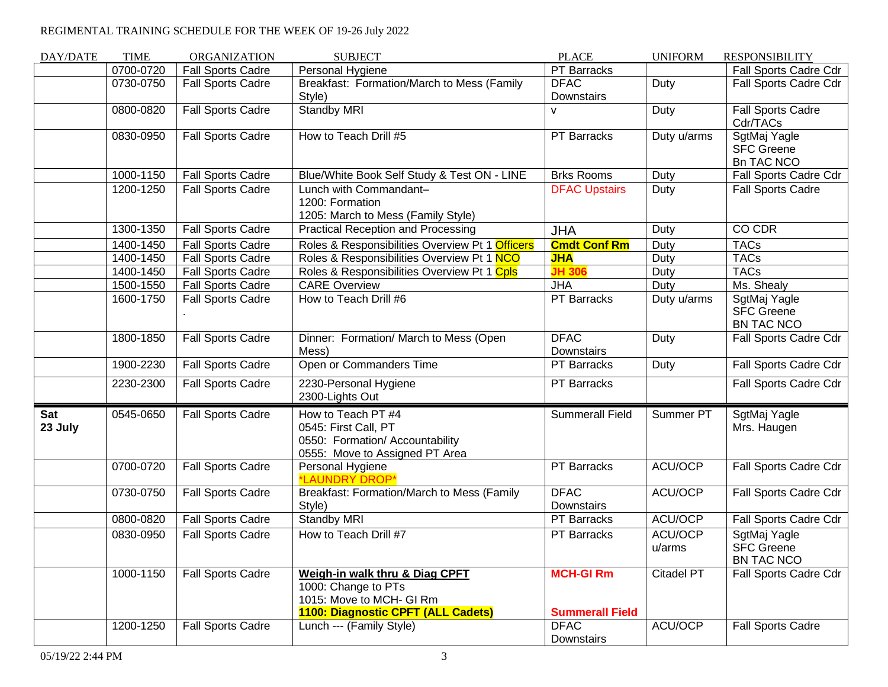REGIMENTAL TRAINING SCHEDULE FOR THE WEEK OF 19-26 July 2022

| DAY/DATE | TIME | ORGANIZATION | SUBJECT | PLACE | UNIFORM | RESPONSIBILITY |
|---|---|---|---|---|---|---|
| | 0700-0720 | Fall Sports Cadre | Personal Hygiene | PT Barracks | | Fall Sports Cadre Cdr |
| | 0730-0750 | Fall Sports Cadre | Breakfast: Formation/March to Mess (Family Style) | DFAC Downstairs | Duty | Fall Sports Cadre Cdr |
| | 0800-0820 | Fall Sports Cadre | Standby MRI | v | Duty | Fall Sports Cadre Cdr/TACs |
| | 0830-0950 | Fall Sports Cadre | How to Teach Drill #5 | PT Barracks | Duty u/arms | SgtMaj Yagle<br>SFC Greene<br>Bn TAC NCO |
| | 1000-1150 | Fall Sports Cadre | Blue/White Book Self Study & Test ON - LINE | Brks Rooms | Duty | Fall Sports Cadre Cdr |
| | 1200-1250 | Fall Sports Cadre | Lunch with Commandant–<br>1200: Formation<br>1205: March to Mess (Family Style) | DFAC Upstairs | Duty | Fall Sports Cadre |
| | 1300-1350 | Fall Sports Cadre | Practical Reception and Processing | JHA | Duty | CO CDR |
| | 1400-1450 | Fall Sports Cadre | Roles & Responsibilities Overview Pt 1 **Officers** | **Cmdt Conf Rm** | Duty | TACs |
| | 1400-1450 | Fall Sports Cadre | Roles & Responsibilities Overview Pt 1 **NCO** | **JHA** | Duty | TACs |
| | 1400-1450 | Fall Sports Cadre | Roles & Responsibilities Overview Pt 1 **Cpls** | **JH 306** | Duty | TACs |
| | 1500-1550 | Fall Sports Cadre | CARE Overview | JHA | Duty | Ms. Shealy |
| | 1600-1750 | Fall Sports Cadre<br>. | How to Teach Drill #6 | PT Barracks | Duty u/arms | SgtMaj Yagle<br>SFC Greene<br>BN TAC NCO |
| | 1800-1850 | Fall Sports Cadre | Dinner: Formation/ March to Mess (Open Mess) | DFAC Downstairs | Duty | Fall Sports Cadre Cdr |
| | 1900-2230 | Fall Sports Cadre | Open or Commanders Time | PT Barracks | Duty | Fall Sports Cadre Cdr |
| | 2230-2300 | Fall Sports Cadre | 2230-Personal Hygiene<br>2300-Lights Out | PT Barracks | | Fall Sports Cadre Cdr |
| **Sat 23 July** | 0545-0650 | Fall Sports Cadre | How to Teach PT #4<br>0545: First Call, PT<br>0550: Formation/ Accountability<br>0555: Move to Assigned PT Area | Summerall Field | Summer PT | SgtMaj Yagle<br>Mrs. Haugen |
| | 0700-0720 | Fall Sports Cadre | Personal Hygiene<br>*LAUNDRY DROP* | PT Barracks | ACU/OCP | Fall Sports Cadre Cdr |
| | 0730-0750 | Fall Sports Cadre | Breakfast: Formation/March to Mess (Family Style) | DFAC Downstairs | ACU/OCP | Fall Sports Cadre Cdr |
| | 0800-0820 | Fall Sports Cadre | Standby MRI | PT Barracks | ACU/OCP | Fall Sports Cadre Cdr |
| | 0830-0950 | Fall Sports Cadre | How to Teach Drill #7 | PT Barracks | ACU/OCP u/arms | SgtMaj Yagle<br>SFC Greene<br>BN TAC NCO |
| | 1000-1150 | Fall Sports Cadre | **Weigh-in walk thru & Diag CPFT**<br>1000: Change to PTs<br>1015: Move to MCH- GI Rm<br>**1100: Diagnostic CPFT (ALL Cadets)** | **MCH-GI Rm**<br>**Summerall Field** | Citadel PT | Fall Sports Cadre Cdr |
| | 1200-1250 | Fall Sports Cadre | Lunch --- (Family Style) | DFAC Downstairs | ACU/OCP | Fall Sports Cadre |

05/19/22 2:44 PM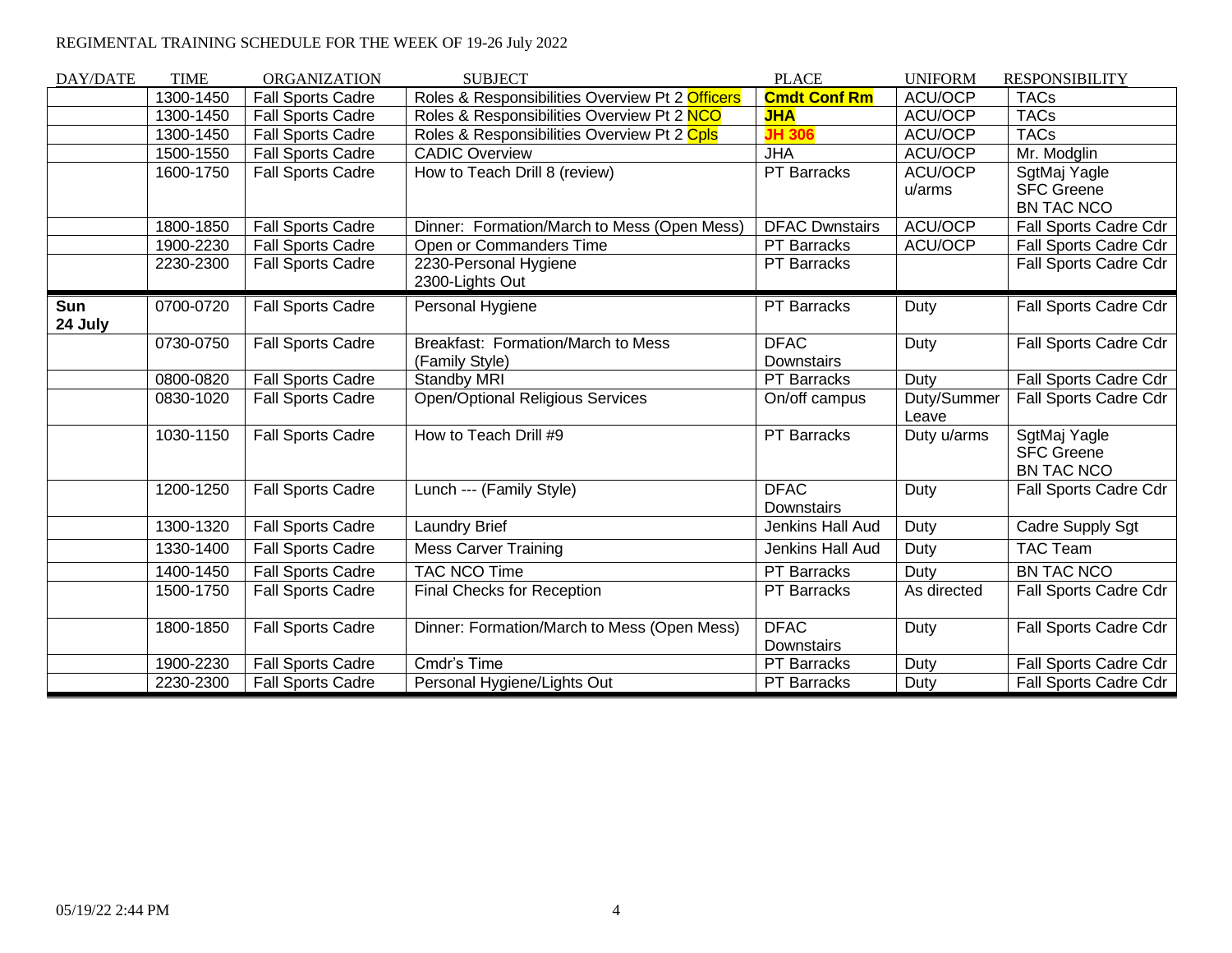REGIMENTAL TRAINING SCHEDULE FOR THE WEEK OF 19-26 July 2022

| DAY/DATE | TIME | ORGANIZATION | SUBJECT | PLACE | UNIFORM | RESPONSIBILITY |
|---|---|---|---|---|---|---|
| | 1300-1450 | Fall Sports Cadre | Roles & Responsibilities Overview Pt 2 Officers | **Cmdt Conf Rm** | ACU/OCP | TACs |
| | 1300-1450 | Fall Sports Cadre | Roles & Responsibilities Overview Pt 2 NCO | **JHA** | ACU/OCP | TACs |
| | 1300-1450 | Fall Sports Cadre | Roles & Responsibilities Overview Pt 2 Cpls | **JH 306** | ACU/OCP | TACs |
| | 1500-1550 | Fall Sports Cadre | CADIC Overview | JHA | ACU/OCP | Mr. Modglin |
| | 1600-1750 | Fall Sports Cadre | How to Teach Drill 8 (review) | PT Barracks | ACU/OCP u/arms | SgtMaj Yagle SFC Greene BN TAC NCO |
| | 1800-1850 | Fall Sports Cadre | Dinner: Formation/March to Mess (Open Mess) | DFAC Dwnstairs | ACU/OCP | Fall Sports Cadre Cdr |
| | 1900-2230 | Fall Sports Cadre | Open or Commanders Time | PT Barracks | ACU/OCP | Fall Sports Cadre Cdr |
| | 2230-2300 | Fall Sports Cadre | 2230-Personal Hygiene 2300-Lights Out | PT Barracks | | Fall Sports Cadre Cdr |
| **Sun 24 July** | 0700-0720 | Fall Sports Cadre | Personal Hygiene | PT Barracks | Duty | Fall Sports Cadre Cdr |
| | 0730-0750 | Fall Sports Cadre | Breakfast: Formation/March to Mess (Family Style) | DFAC Downstairs | Duty | Fall Sports Cadre Cdr |
| | 0800-0820 | Fall Sports Cadre | Standby MRI | PT Barracks | Duty | Fall Sports Cadre Cdr |
| | 0830-1020 | Fall Sports Cadre | Open/Optional Religious Services | On/off campus | Duty/Summer Leave | Fall Sports Cadre Cdr |
| | 1030-1150 | Fall Sports Cadre | How to Teach Drill #9 | PT Barracks | Duty u/arms | SgtMaj Yagle SFC Greene BN TAC NCO |
| | 1200-1250 | Fall Sports Cadre | Lunch --- (Family Style) | DFAC Downstairs | Duty | Fall Sports Cadre Cdr |
| | 1300-1320 | Fall Sports Cadre | Laundry Brief | Jenkins Hall Aud | Duty | Cadre Supply Sgt |
| | 1330-1400 | Fall Sports Cadre | Mess Carver Training | Jenkins Hall Aud | Duty | TAC Team |
| | 1400-1450 | Fall Sports Cadre | TAC NCO Time | PT Barracks | Duty | BN TAC NCO |
| | 1500-1750 | Fall Sports Cadre | Final Checks for Reception | PT Barracks | As directed | Fall Sports Cadre Cdr |
| | 1800-1850 | Fall Sports Cadre | Dinner: Formation/March to Mess (Open Mess) | DFAC Downstairs | Duty | Fall Sports Cadre Cdr |
| | 1900-2230 | Fall Sports Cadre | Cmdr's Time | PT Barracks | Duty | Fall Sports Cadre Cdr |
| | 2230-2300 | Fall Sports Cadre | Personal Hygiene/Lights Out | PT Barracks | Duty | Fall Sports Cadre Cdr |

05/19/22 2:44 PM